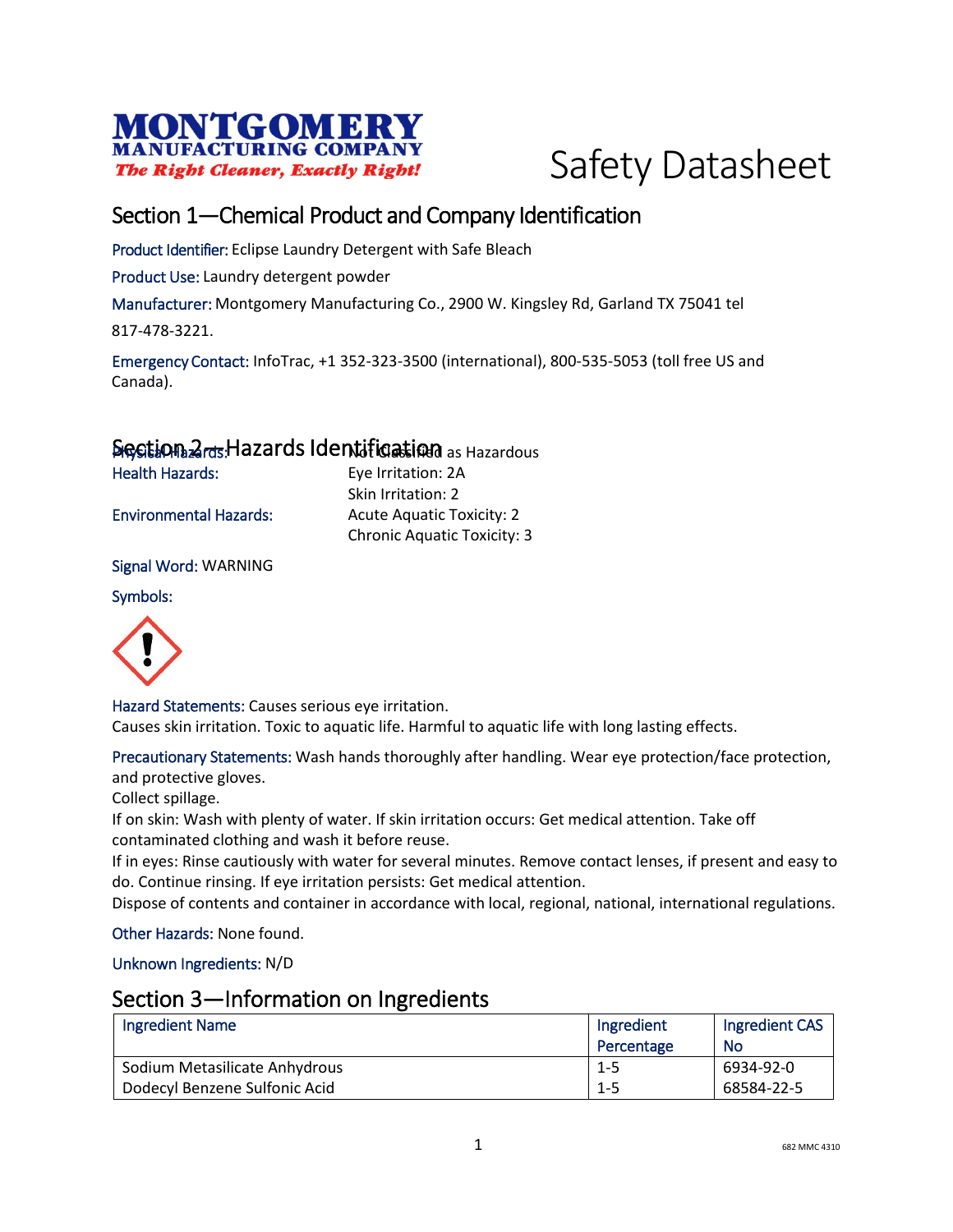MONTGOMERY
MANUFACTURING COMPANY
*The Right Cleaner, Exactly Right!*

# Safety Datasheet

## Section 1—Chemical Product and Company Identification

Product Identifier: Eclipse Laundry Detergent with Safe Bleach

Product Use: Laundry detergent powder

Manufacturer: Montgomery Manufacturing Co., 2900 W. Kingsley Rd, Garland TX 75041 tel 817-478-3221.

Emergency Contact: InfoTrac, +1 352-323-3500 (international), 800-535-5053 (toll free US and Canada).

## Section 2—Hazards Identification

Physical Hazards: Not Classified as Hazardous

Health Hazards: Eye Irritation: 2A
Skin Irritation: 2

Environmental Hazards: Acute Aquatic Toxicity: 2
Chronic Aquatic Toxicity: 3

Signal Word: WARNING

Symbols:

Hazard Statements: Causes serious eye irritation.
Causes skin irritation. Toxic to aquatic life. Harmful to aquatic life with long lasting effects.

Precautionary Statements: Wash hands thoroughly after handling. Wear eye protection/face protection, and protective gloves.
Collect spillage.
If on skin: Wash with plenty of water. If skin irritation occurs: Get medical attention. Take off contaminated clothing and wash it before reuse.
If in eyes: Rinse cautiously with water for several minutes. Remove contact lenses, if present and easy to do. Continue rinsing. If eye irritation persists: Get medical attention.
Dispose of contents and container in accordance with local, regional, national, international regulations.

Other Hazards: None found.

Unknown Ingredients: N/D

## Section 3—Information on Ingredients

| Ingredient Name | Ingredient Percentage | Ingredient CAS No |
|---|---|---|
| Sodium Metasilicate Anhydrous | 1-5 | 6934-92-0 |
| Dodecyl Benzene Sulfonic Acid | 1-5 | 68584-22-5 |

682 MMC 4310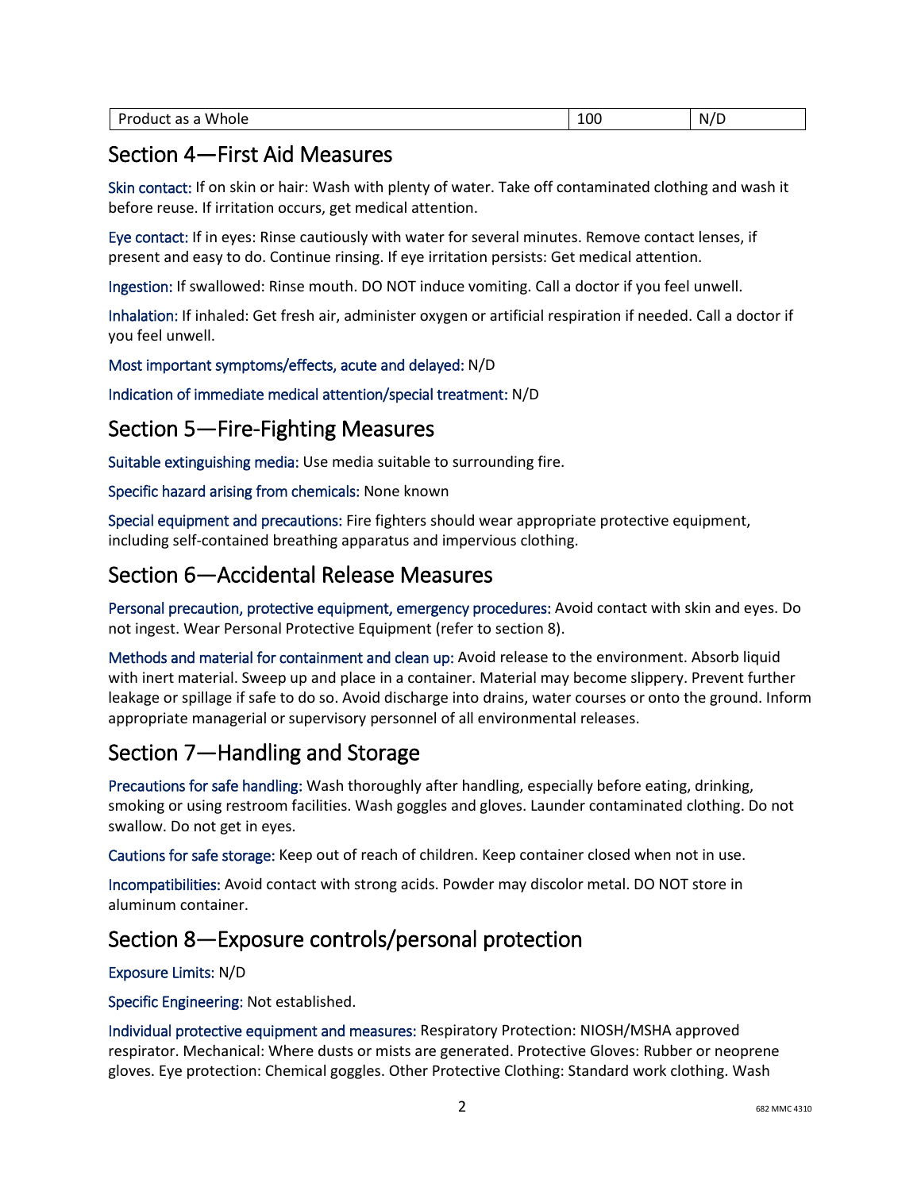| Product as a Whole | 100 | N/D |
|---|---|---|

## Section 4—First Aid Measures

Skin contact: If on skin or hair: Wash with plenty of water. Take off contaminated clothing and wash it before reuse. If irritation occurs, get medical attention.

Eye contact: If in eyes: Rinse cautiously with water for several minutes. Remove contact lenses, if present and easy to do. Continue rinsing. If eye irritation persists: Get medical attention.

Ingestion: If swallowed: Rinse mouth. DO NOT induce vomiting. Call a doctor if you feel unwell.

Inhalation: If inhaled: Get fresh air, administer oxygen or artificial respiration if needed. Call a doctor if you feel unwell.

Most important symptoms/effects, acute and delayed: N/D

Indication of immediate medical attention/special treatment: N/D

## Section 5—Fire-Fighting Measures

Suitable extinguishing media: Use media suitable to surrounding fire.

Specific hazard arising from chemicals: None known

Special equipment and precautions: Fire fighters should wear appropriate protective equipment, including self-contained breathing apparatus and impervious clothing.

## Section 6—Accidental Release Measures

Personal precaution, protective equipment, emergency procedures: Avoid contact with skin and eyes. Do not ingest. Wear Personal Protective Equipment (refer to section 8).

Methods and material for containment and clean up: Avoid release to the environment. Absorb liquid with inert material. Sweep up and place in a container. Material may become slippery. Prevent further leakage or spillage if safe to do so. Avoid discharge into drains, water courses or onto the ground. Inform appropriate managerial or supervisory personnel of all environmental releases.

## Section 7—Handling and Storage

Precautions for safe handling: Wash thoroughly after handling, especially before eating, drinking, smoking or using restroom facilities. Wash goggles and gloves. Launder contaminated clothing. Do not swallow. Do not get in eyes.

Cautions for safe storage: Keep out of reach of children. Keep container closed when not in use.

Incompatibilities: Avoid contact with strong acids. Powder may discolor metal. DO NOT store in aluminum container.

## Section 8—Exposure controls/personal protection

Exposure Limits: N/D

Specific Engineering: Not established.

Individual protective equipment and measures: Respiratory Protection: NIOSH/MSHA approved respirator. Mechanical: Where dusts or mists are generated. Protective Gloves: Rubber or neoprene gloves. Eye protection: Chemical goggles. Other Protective Clothing: Standard work clothing. Wash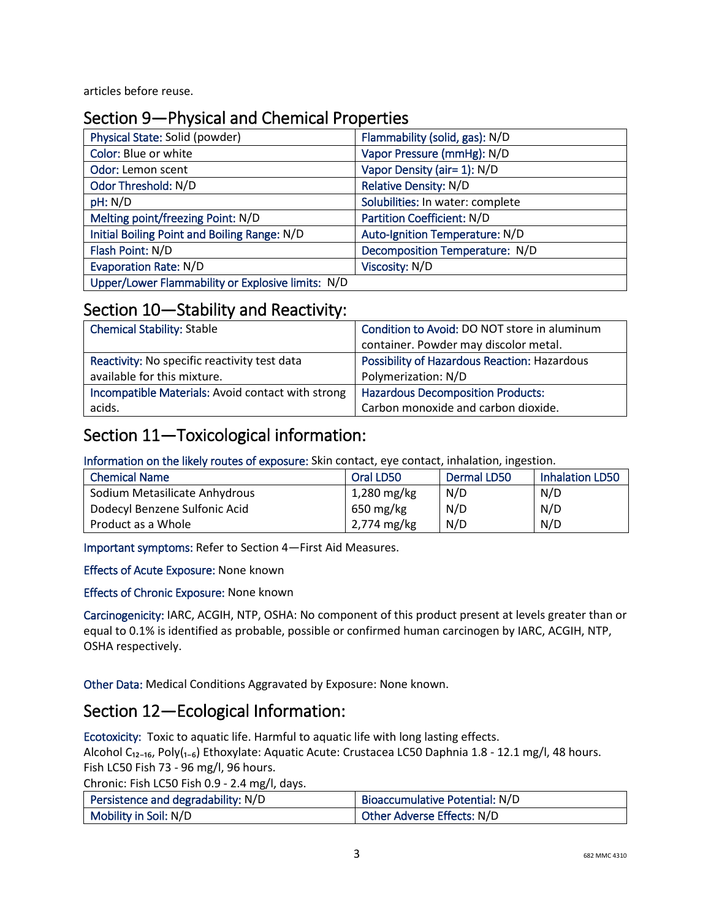articles before reuse.

## Section 9—Physical and Chemical Properties

| | |
|---|---|
| Physical State: Solid (powder) | Flammability (solid, gas): N/D |
| Color: Blue or white | Vapor Pressure (mmHg): N/D |
| Odor: Lemon scent | Vapor Density (air= 1): N/D |
| Odor Threshold: N/D | Relative Density: N/D |
| pH: N/D | Solubilities: In water: complete |
| Melting point/freezing Point: N/D | Partition Coefficient: N/D |
| Initial Boiling Point and Boiling Range: N/D | Auto-Ignition Temperature: N/D |
| Flash Point: N/D | Decomposition Temperature: N/D |
| Evaporation Rate: N/D | Viscosity: N/D |
| Upper/Lower Flammability or Explosive limits: N/D | |

## Section 10—Stability and Reactivity:

| | |
|---|---|
| Chemical Stability: Stable | Condition to Avoid: DO NOT store in aluminum container. Powder may discolor metal. |
| Reactivity: No specific reactivity test data available for this mixture. | Possibility of Hazardous Reaction: Hazardous Polymerization: N/D |
| Incompatible Materials: Avoid contact with strong acids. | Hazardous Decomposition Products: Carbon monoxide and carbon dioxide. |

## Section 11—Toxicological information:

Information on the likely routes of exposure: Skin contact, eye contact, inhalation, ingestion.

| Chemical Name | Oral LD50 | Dermal LD50 | Inhalation LD50 |
|---|---|---|---|
| Sodium Metasilicate Anhydrous | 1,280 mg/kg | N/D | N/D |
| Dodecyl Benzene Sulfonic Acid | 650 mg/kg | N/D | N/D |
| Product as a Whole | 2,774 mg/kg | N/D | N/D |

Important symptoms: Refer to Section 4—First Aid Measures.

Effects of Acute Exposure: None known

Effects of Chronic Exposure: None known

Carcinogenicity: IARC, ACGIH, NTP, OSHA: No component of this product present at levels greater than or equal to 0.1% is identified as probable, possible or confirmed human carcinogen by IARC, ACGIH, NTP, OSHA respectively.

Other Data: Medical Conditions Aggravated by Exposure: None known.

## Section 12—Ecological Information:

Ecotoxicity: Toxic to aquatic life. Harmful to aquatic life with long lasting effects.
Alcohol $C_{12-16}$, Poly$_{(1-6)}$ Ethoxylate: Aquatic Acute: Crustacea LC50 Daphnia 1.8 - 12.1 mg/l, 48 hours.
Fish LC50 Fish 73 - 96 mg/l, 96 hours.
Chronic: Fish LC50 Fish 0.9 - 2.4 mg/l, days.

| | |
|---|---|
| Persistence and degradability: N/D | Bioaccumulative Potential: N/D |
| Mobility in Soil: N/D | Other Adverse Effects: N/D |

682 MMC 4310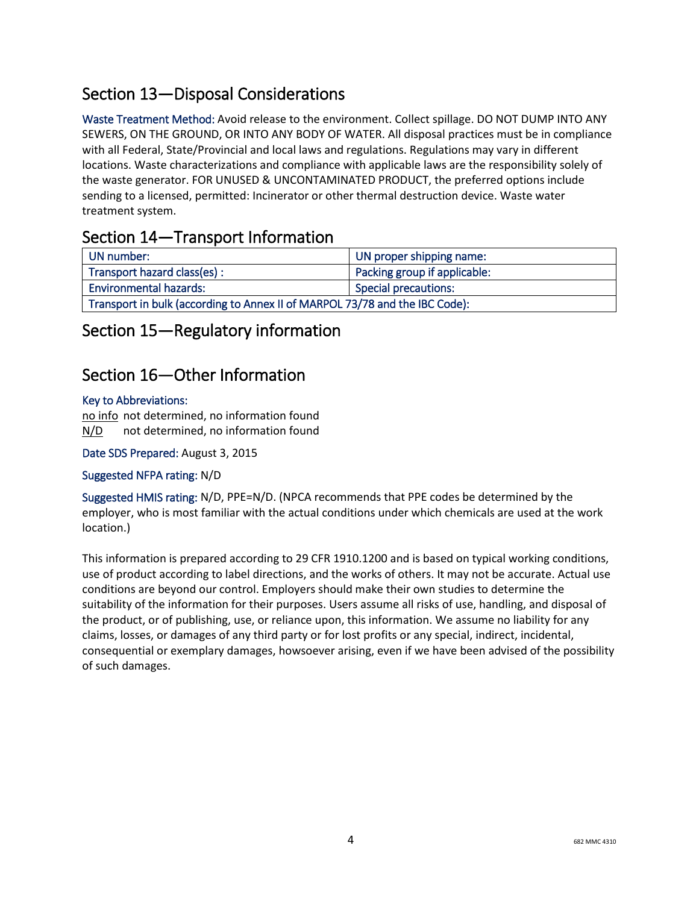## Section 13—Disposal Considerations

Waste Treatment Method: Avoid release to the environment. Collect spillage. DO NOT DUMP INTO ANY SEWERS, ON THE GROUND, OR INTO ANY BODY OF WATER. All disposal practices must be in compliance with all Federal, State/Provincial and local laws and regulations. Regulations may vary in different locations. Waste characterizations and compliance with applicable laws are the responsibility solely of the waste generator. FOR UNUSED & UNCONTAMINATED PRODUCT, the preferred options include sending to a licensed, permitted: Incinerator or other thermal destruction device. Waste water treatment system.

## Section 14—Transport Information

| | |
|---|---|
| UN number: | UN proper shipping name: |
| Transport hazard class(es) : | Packing group if applicable: |
| Environmental hazards: | Special precautions: |
| Transport in bulk (according to Annex II of MARPOL 73/78 and the IBC Code): | |

## Section 15—Regulatory information

## Section 16—Other Information

Key to Abbreviations:

no info not determined, no information found

N/D not determined, no information found

Date SDS Prepared: August 3, 2015

Suggested NFPA rating: N/D

Suggested HMIS rating: N/D, PPE=N/D. (NPCA recommends that PPE codes be determined by the employer, who is most familiar with the actual conditions under which chemicals are used at the work location.)

This information is prepared according to 29 CFR 1910.1200 and is based on typical working conditions, use of product according to label directions, and the works of others. It may not be accurate. Actual use conditions are beyond our control. Employers should make their own studies to determine the suitability of the information for their purposes. Users assume all risks of use, handling, and disposal of the product, or of publishing, use, or reliance upon, this information. We assume no liability for any claims, losses, or damages of any third party or for lost profits or any special, indirect, incidental, consequential or exemplary damages, howsoever arising, even if we have been advised of the possibility of such damages.